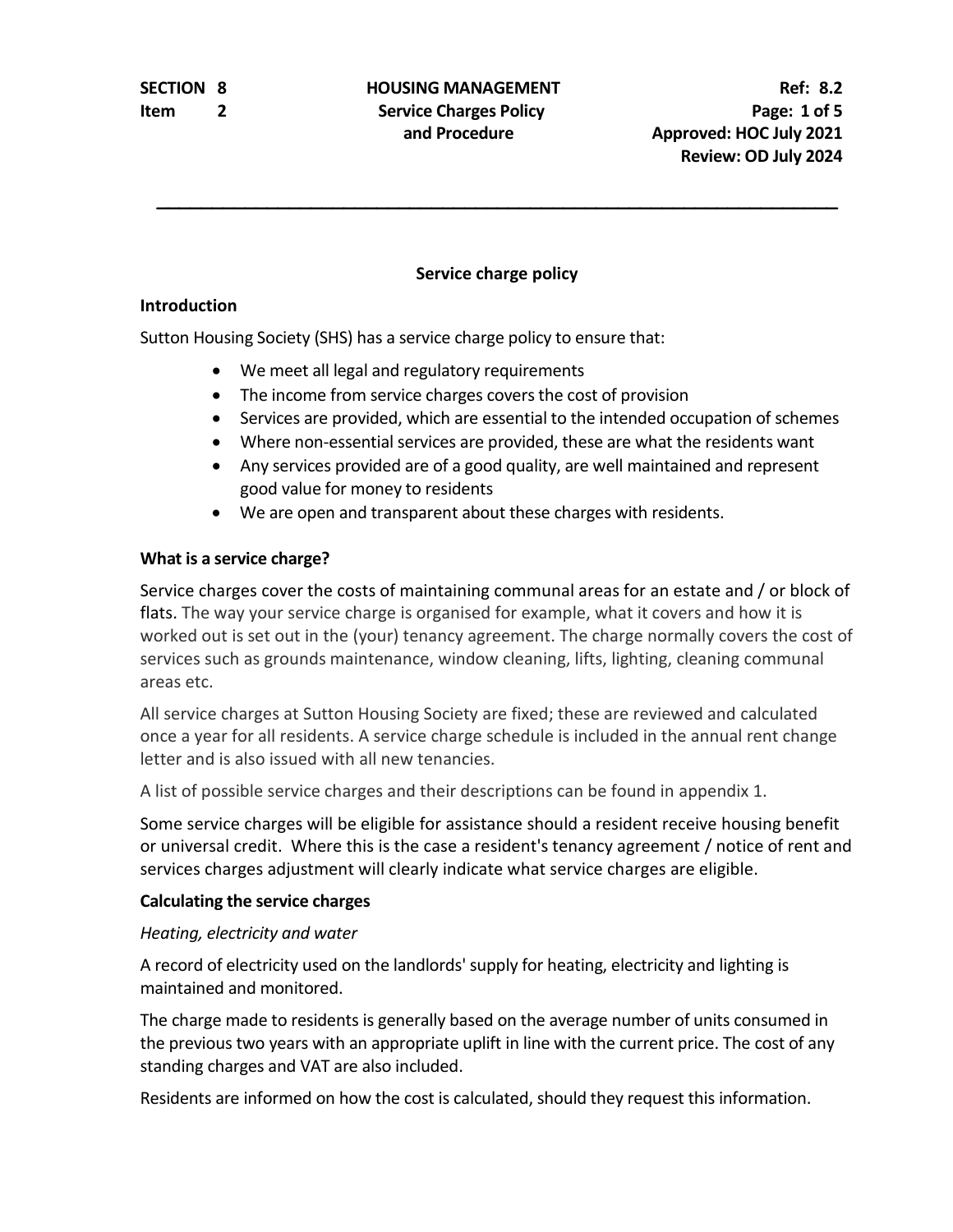**SECTION 8** **HOUSING MANAGEMENT** **Ref: 8.2**
**Item 2** **Service Charges Policy and Procedure**
**Approved: HOC July 2021**
**Review: OD July 2024**

## Service charge policy

### Introduction

Sutton Housing Society (SHS) has a service charge policy to ensure that:

- We meet all legal and regulatory requirements
- The income from service charges covers the cost of provision
- Services are provided, which are essential to the intended occupation of schemes
- Where non-essential services are provided, these are what the residents want
- Any services provided are of a good quality, are well maintained and represent good value for money to residents
- We are open and transparent about these charges with residents.

### What is a service charge?

Service charges cover the costs of maintaining communal areas for an estate and / or block of flats. The way your service charge is organised for example, what it covers and how it is worked out is set out in the (your) tenancy agreement. The charge normally covers the cost of services such as grounds maintenance, window cleaning, lifts, lighting, cleaning communal areas etc.

All service charges at Sutton Housing Society are fixed; these are reviewed and calculated once a year for all residents. A service charge schedule is included in the annual rent change letter and is also issued with all new tenancies.

A list of possible service charges and their descriptions can be found in appendix 1.

Some service charges will be eligible for assistance should a resident receive housing benefit or universal credit. Where this is the case a resident's tenancy agreement / notice of rent and services charges adjustment will clearly indicate what service charges are eligible.

### Calculating the service charges

*Heating, electricity and water*

A record of electricity used on the landlords' supply for heating, electricity and lighting is maintained and monitored.

The charge made to residents is generally based on the average number of units consumed in the previous two years with an appropriate uplift in line with the current price. The cost of any standing charges and VAT are also included.

Residents are informed on how the cost is calculated, should they request this information.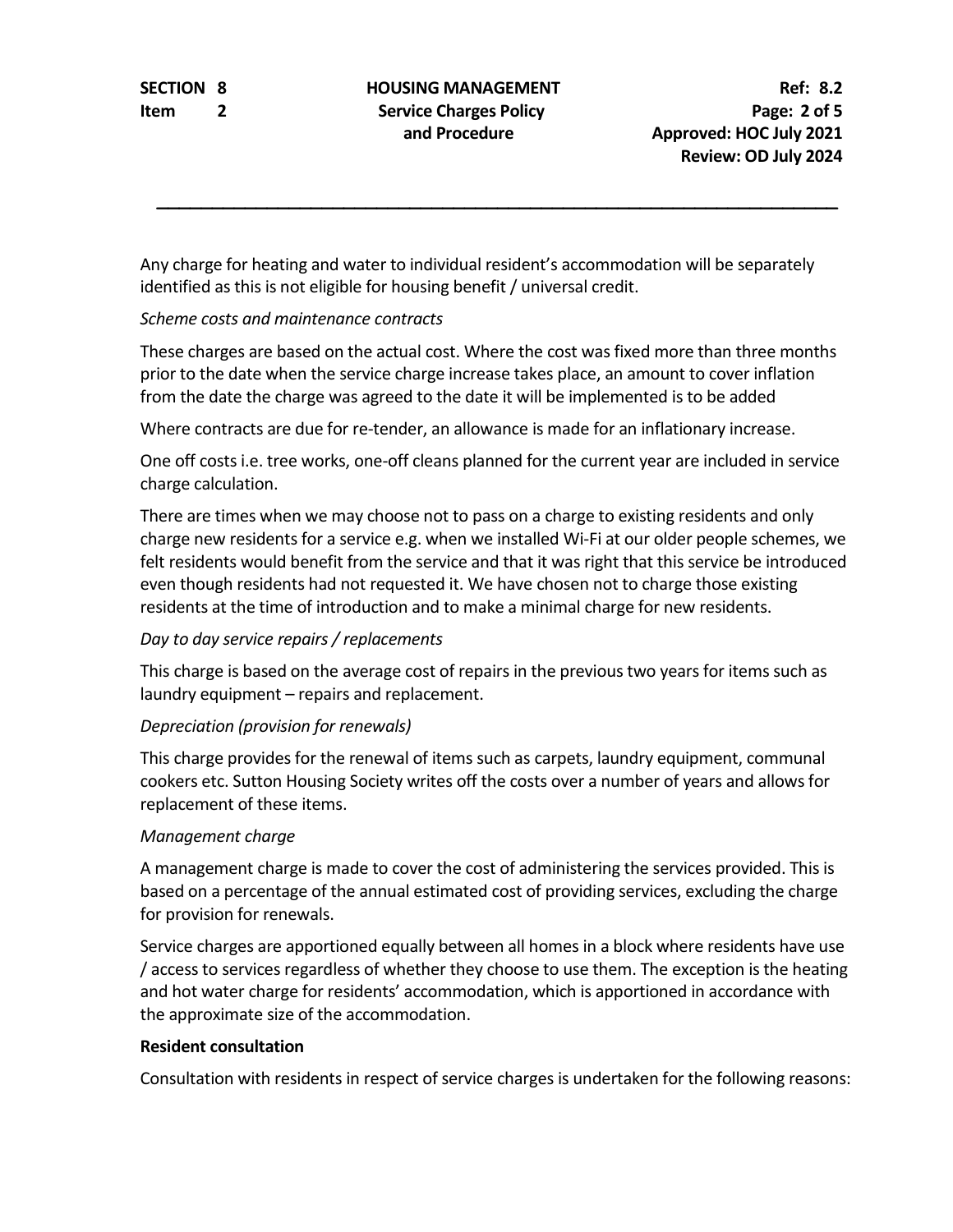Any charge for heating and water to individual resident's accommodation will be separately identified as this is not eligible for housing benefit / universal credit.

*Scheme costs and maintenance contracts*

These charges are based on the actual cost. Where the cost was fixed more than three months prior to the date when the service charge increase takes place, an amount to cover inflation from the date the charge was agreed to the date it will be implemented is to be added

Where contracts are due for re-tender, an allowance is made for an inflationary increase.

One off costs i.e. tree works, one-off cleans planned for the current year are included in service charge calculation.

There are times when we may choose not to pass on a charge to existing residents and only charge new residents for a service e.g. when we installed Wi-Fi at our older people schemes, we felt residents would benefit from the service and that it was right that this service be introduced even though residents had not requested it. We have chosen not to charge those existing residents at the time of introduction and to make a minimal charge for new residents.

*Day to day service repairs / replacements*

This charge is based on the average cost of repairs in the previous two years for items such as laundry equipment – repairs and replacement.

*Depreciation (provision for renewals)*

This charge provides for the renewal of items such as carpets, laundry equipment, communal cookers etc. Sutton Housing Society writes off the costs over a number of years and allows for replacement of these items.

*Management charge*

A management charge is made to cover the cost of administering the services provided. This is based on a percentage of the annual estimated cost of providing services, excluding the charge for provision for renewals.

Service charges are apportioned equally between all homes in a block where residents have use / access to services regardless of whether they choose to use them. The exception is the heating and hot water charge for residents' accommodation, which is apportioned in accordance with the approximate size of the accommodation.

**Resident consultation**

Consultation with residents in respect of service charges is undertaken for the following reasons: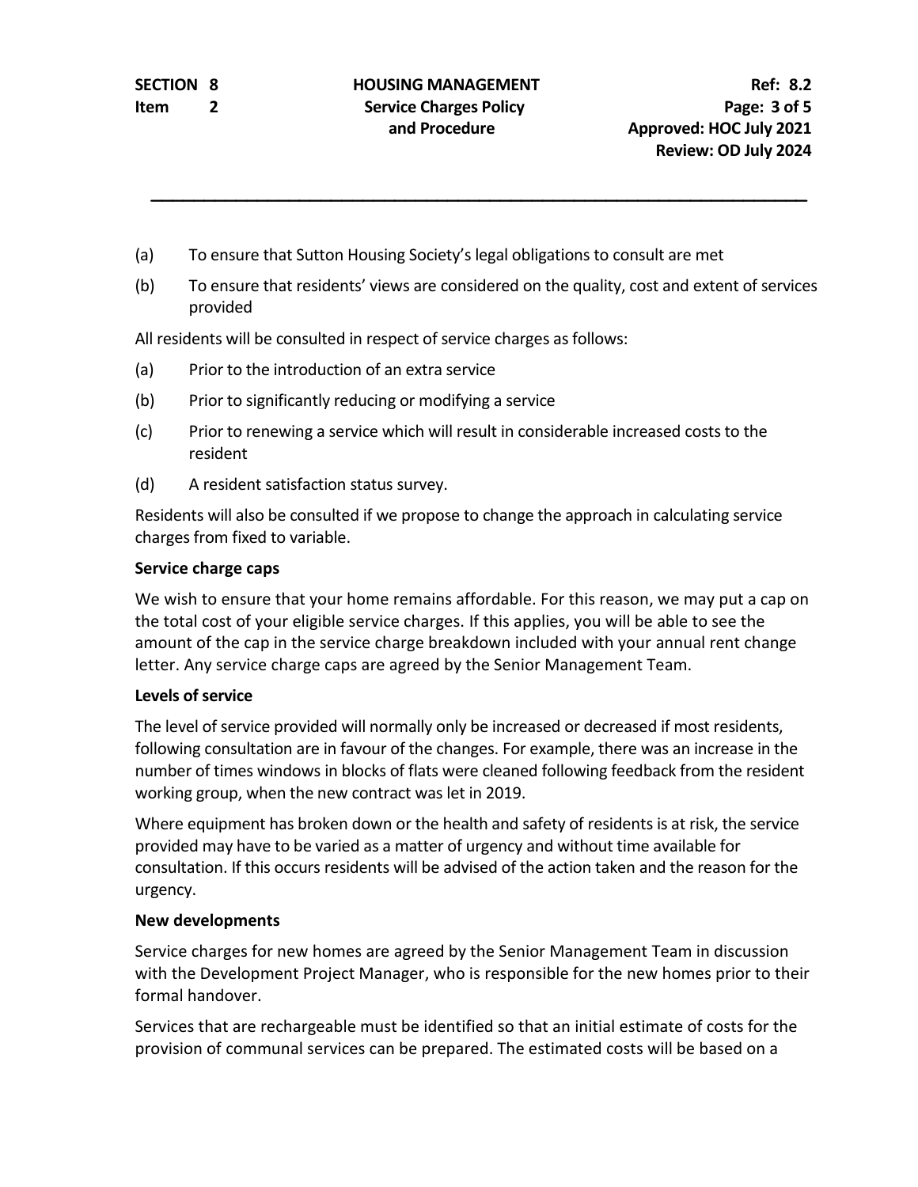(a) To ensure that Sutton Housing Society's legal obligations to consult are met

(b) To ensure that residents' views are considered on the quality, cost and extent of services provided

All residents will be consulted in respect of service charges as follows:

(a) Prior to the introduction of an extra service

(b) Prior to significantly reducing or modifying a service

(c) Prior to renewing a service which will result in considerable increased costs to the resident

(d) A resident satisfaction status survey.

Residents will also be consulted if we propose to change the approach in calculating service charges from fixed to variable.

**Service charge caps**

We wish to ensure that your home remains affordable. For this reason, we may put a cap on the total cost of your eligible service charges. If this applies, you will be able to see the amount of the cap in the service charge breakdown included with your annual rent change letter. Any service charge caps are agreed by the Senior Management Team.

**Levels of service**

The level of service provided will normally only be increased or decreased if most residents, following consultation are in favour of the changes. For example, there was an increase in the number of times windows in blocks of flats were cleaned following feedback from the resident working group, when the new contract was let in 2019.

Where equipment has broken down or the health and safety of residents is at risk, the service provided may have to be varied as a matter of urgency and without time available for consultation. If this occurs residents will be advised of the action taken and the reason for the urgency.

**New developments**

Service charges for new homes are agreed by the Senior Management Team in discussion with the Development Project Manager, who is responsible for the new homes prior to their formal handover.

Services that are rechargeable must be identified so that an initial estimate of costs for the provision of communal services can be prepared. The estimated costs will be based on a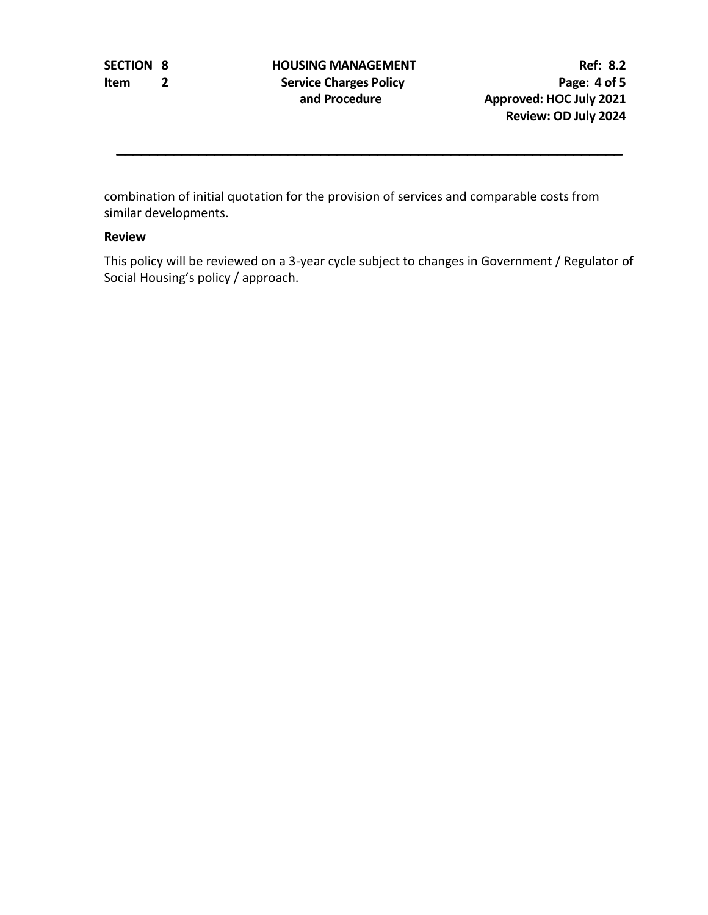combination of initial quotation for the provision of services and comparable costs from similar developments.

**Review**

This policy will be reviewed on a 3-year cycle subject to changes in Government / Regulator of Social Housing's policy / approach.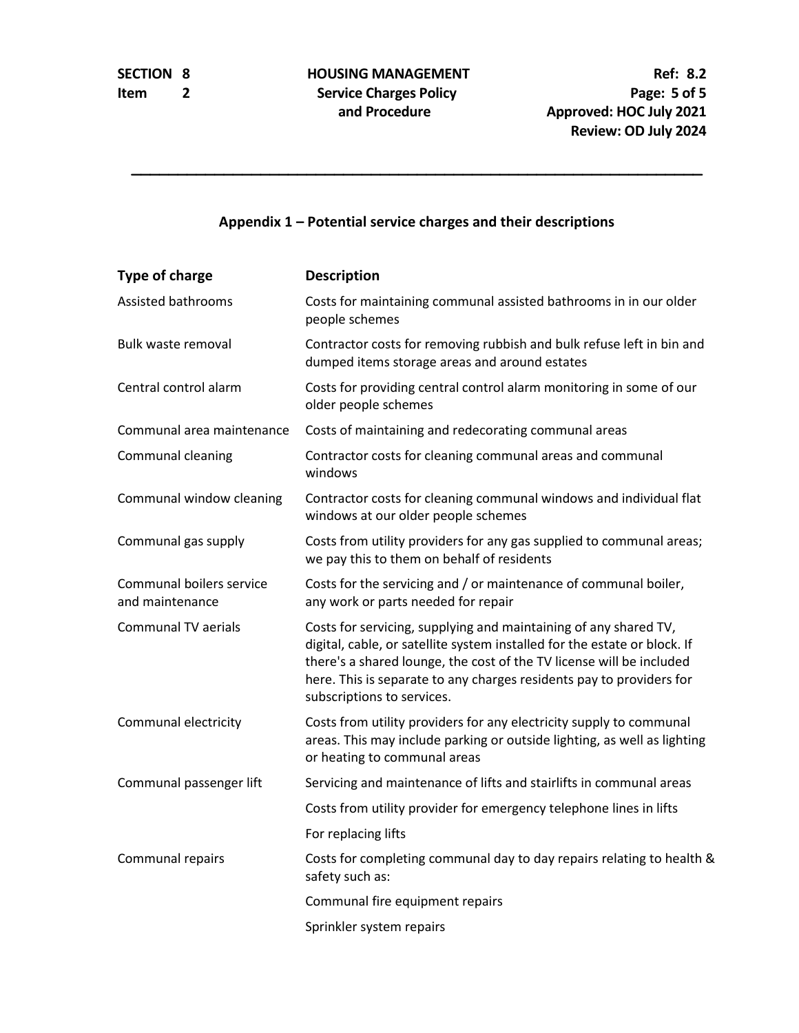## Appendix 1 – Potential service charges and their descriptions

| Type of charge | Description |
|---|---|
| Assisted bathrooms | Costs for maintaining communal assisted bathrooms in in our older people schemes |
| Bulk waste removal | Contractor costs for removing rubbish and bulk refuse left in bin and dumped items storage areas and around estates |
| Central control alarm | Costs for providing central control alarm monitoring in some of our older people schemes |
| Communal area maintenance | Costs of maintaining and redecorating communal areas |
| Communal cleaning | Contractor costs for cleaning communal areas and communal windows |
| Communal window cleaning | Contractor costs for cleaning communal windows and individual flat windows at our older people schemes |
| Communal gas supply | Costs from utility providers for any gas supplied to communal areas; we pay this to them on behalf of residents |
| Communal boilers service and maintenance | Costs for the servicing and / or maintenance of communal boiler, any work or parts needed for repair |
| Communal TV aerials | Costs for servicing, supplying and maintaining of any shared TV, digital, cable, or satellite system installed for the estate or block. If there's a shared lounge, the cost of the TV license will be included here. This is separate to any charges residents pay to providers for subscriptions to services. |
| Communal electricity | Costs from utility providers for any electricity supply to communal areas. This may include parking or outside lighting, as well as lighting or heating to communal areas |
| Communal passenger lift | Servicing and maintenance of lifts and stairlifts in communal areas |
| | Costs from utility provider for emergency telephone lines in lifts |
| | For replacing lifts |
| Communal repairs | Costs for completing communal day to day repairs relating to health & safety such as: |
| | Communal fire equipment repairs |
| | Sprinkler system repairs |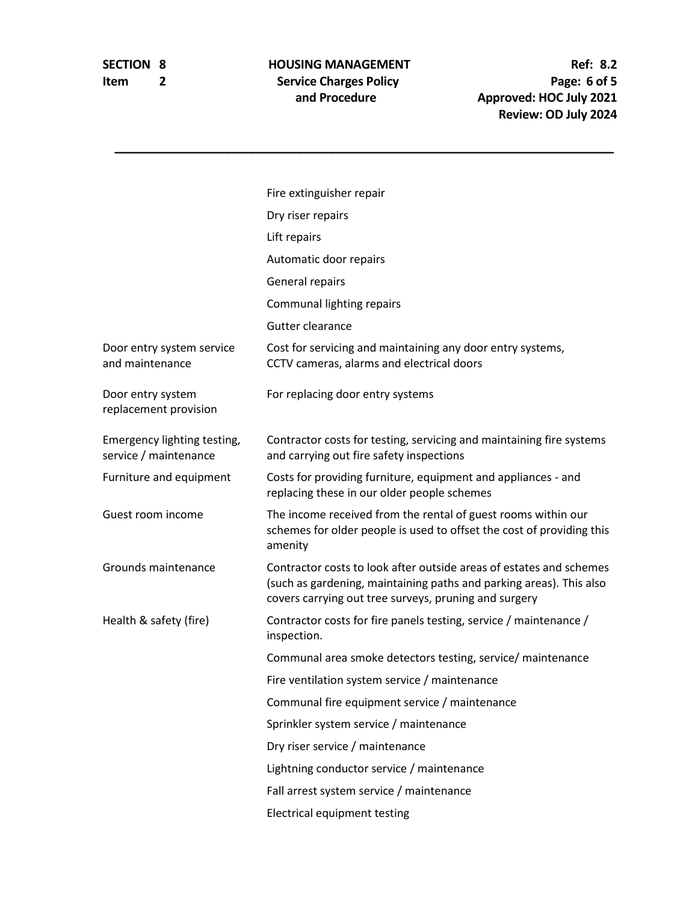| | |
|---|---|
| | Fire extinguisher repair |
| | Dry riser repairs |
| | Lift repairs |
| | Automatic door repairs |
| | General repairs |
| | Communal lighting repairs |
| | Gutter clearance |
| Door entry system service and maintenance | Cost for servicing and maintaining any door entry systems, CCTV cameras, alarms and electrical doors |
| Door entry system replacement provision | For replacing door entry systems |
| Emergency lighting testing, service / maintenance | Contractor costs for testing, servicing and maintaining fire systems and carrying out fire safety inspections |
| Furniture and equipment | Costs for providing furniture, equipment and appliances - and replacing these in our older people schemes |
| Guest room income | The income received from the rental of guest rooms within our schemes for older people is used to offset the cost of providing this amenity |
| Grounds maintenance | Contractor costs to look after outside areas of estates and schemes (such as gardening, maintaining paths and parking areas). This also covers carrying out tree surveys, pruning and surgery |
| Health & safety (fire) | Contractor costs for fire panels testing, service / maintenance / inspection. |
| | Communal area smoke detectors testing, service/ maintenance |
| | Fire ventilation system service / maintenance |
| | Communal fire equipment service / maintenance |
| | Sprinkler system service / maintenance |
| | Dry riser service / maintenance |
| | Lightning conductor service / maintenance |
| | Fall arrest system service / maintenance |
| | Electrical equipment testing |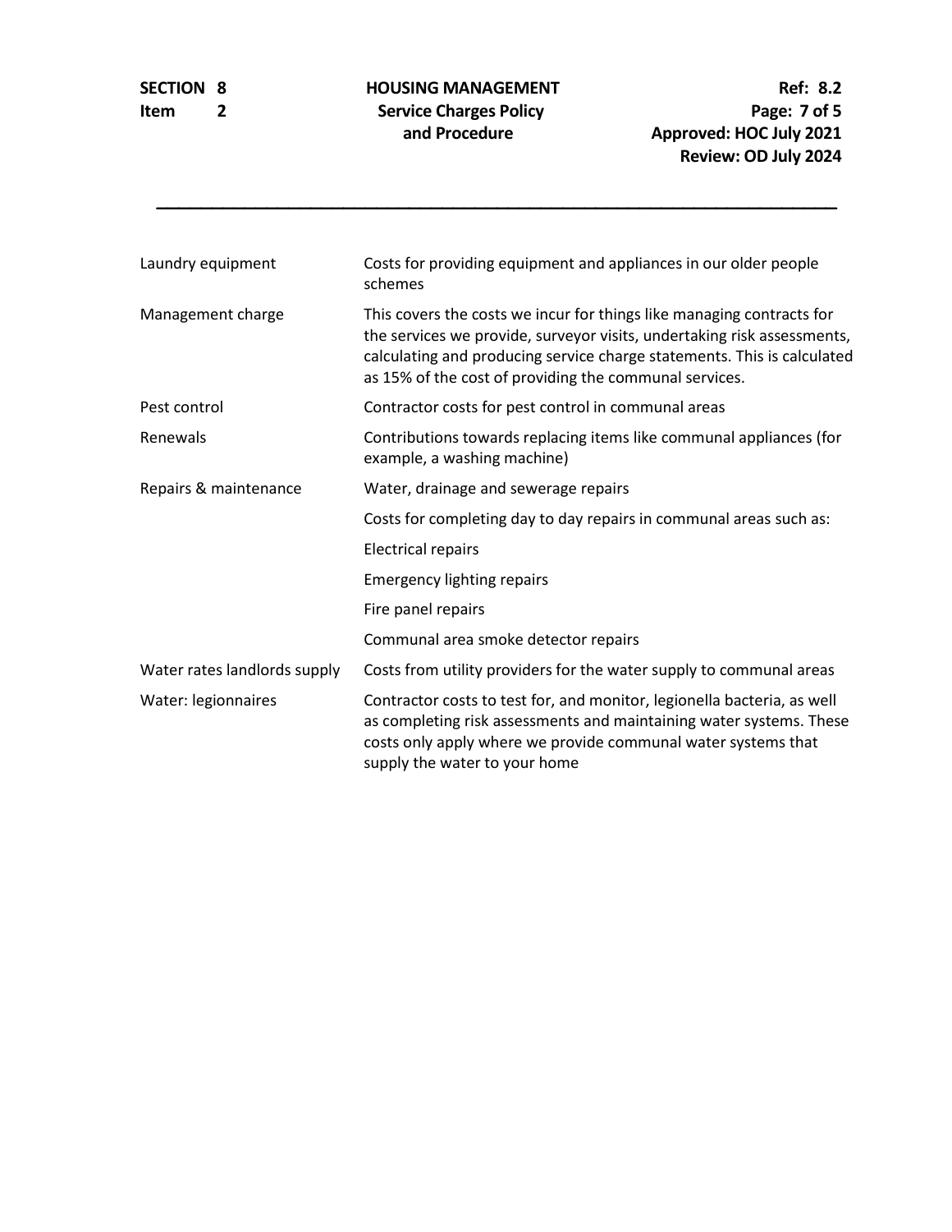| | |
|---|---|
| Laundry equipment | Costs for providing equipment and appliances in our older people schemes |
| Management charge | This covers the costs we incur for things like managing contracts for the services we provide, surveyor visits, undertaking risk assessments, calculating and producing service charge statements. This is calculated as 15% of the cost of providing the communal services. |
| Pest control | Contractor costs for pest control in communal areas |
| Renewals | Contributions towards replacing items like communal appliances (for example, a washing machine) |
| Repairs & maintenance | Water, drainage and sewerage repairs |
| | Costs for completing day to day repairs in communal areas such as: |
| | Electrical repairs |
| | Emergency lighting repairs |
| | Fire panel repairs |
| | Communal area smoke detector repairs |
| Water rates landlords supply | Costs from utility providers for the water supply to communal areas |
| Water: legionnaires | Contractor costs to test for, and monitor, legionella bacteria, as well as completing risk assessments and maintaining water systems. These costs only apply where we provide communal water systems that supply the water to your home |